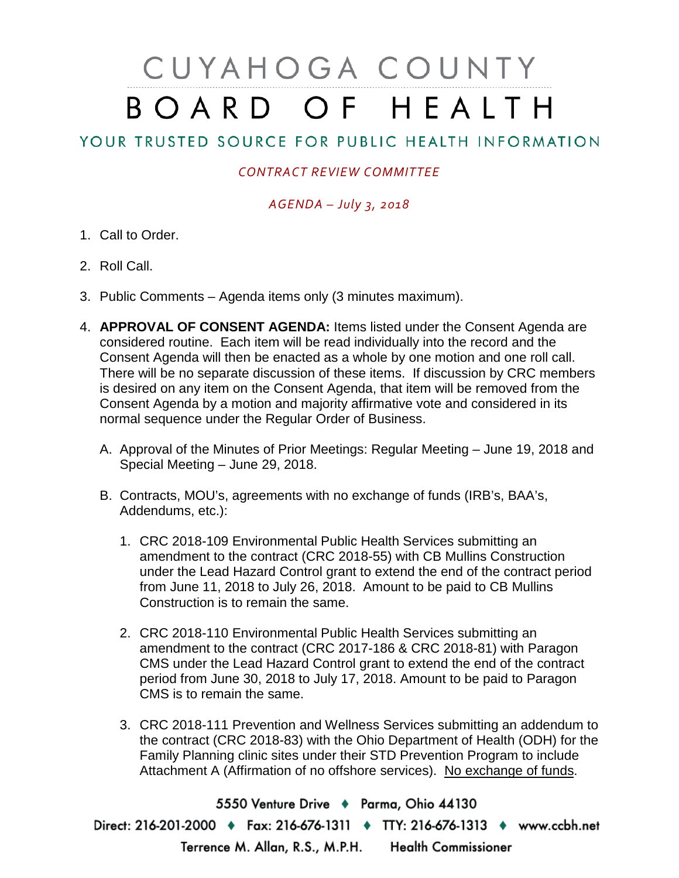# CUYAHOGA COUNTY BOARD OF HEALTH

## YOUR TRUSTED SOURCE FOR PUBLIC HEALTH INFORMATION

*CONTRACT REVIEW COMMITTEE*

*AGENDA – July 3, 2018*

1. Call to Order.

2. Roll Call.

3. Public Comments – Agenda items only (3 minutes maximum).

4. **APPROVAL OF CONSENT AGENDA:** Items listed under the Consent Agenda are considered routine. Each item will be read individually into the record and the Consent Agenda will then be enacted as a whole by one motion and one roll call. There will be no separate discussion of these items. If discussion by CRC members is desired on any item on the Consent Agenda, that item will be removed from the Consent Agenda by a motion and majority affirmative vote and considered in its normal sequence under the Regular Order of Business.

   A. Approval of the Minutes of Prior Meetings: Regular Meeting – June 19, 2018 and Special Meeting – June 29, 2018.

   B. Contracts, MOU's, agreements with no exchange of funds (IRB's, BAA's, Addendums, etc.):

      1. CRC 2018-109 Environmental Public Health Services submitting an amendment to the contract (CRC 2018-55) with CB Mullins Construction under the Lead Hazard Control grant to extend the end of the contract period from June 11, 2018 to July 26, 2018. Amount to be paid to CB Mullins Construction is to remain the same.

      2. CRC 2018-110 Environmental Public Health Services submitting an amendment to the contract (CRC 2017-186 & CRC 2018-81) with Paragon CMS under the Lead Hazard Control grant to extend the end of the contract period from June 30, 2018 to July 17, 2018. Amount to be paid to Paragon CMS is to remain the same.

      3. CRC 2018-111 Prevention and Wellness Services submitting an addendum to the contract (CRC 2018-83) with the Ohio Department of Health (ODH) for the Family Planning clinic sites under their STD Prevention Program to include Attachment A (Affirmation of no offshore services). No exchange of funds.

5550 Venture Drive ♦ Parma, Ohio 44130

Direct: 216-201-2000 ♦ Fax: 216-676-1311 ♦ TTY: 216-676-1313 ♦ www.ccbh.net

Terrence M. Allan, R.S., M.P.H. Health Commissioner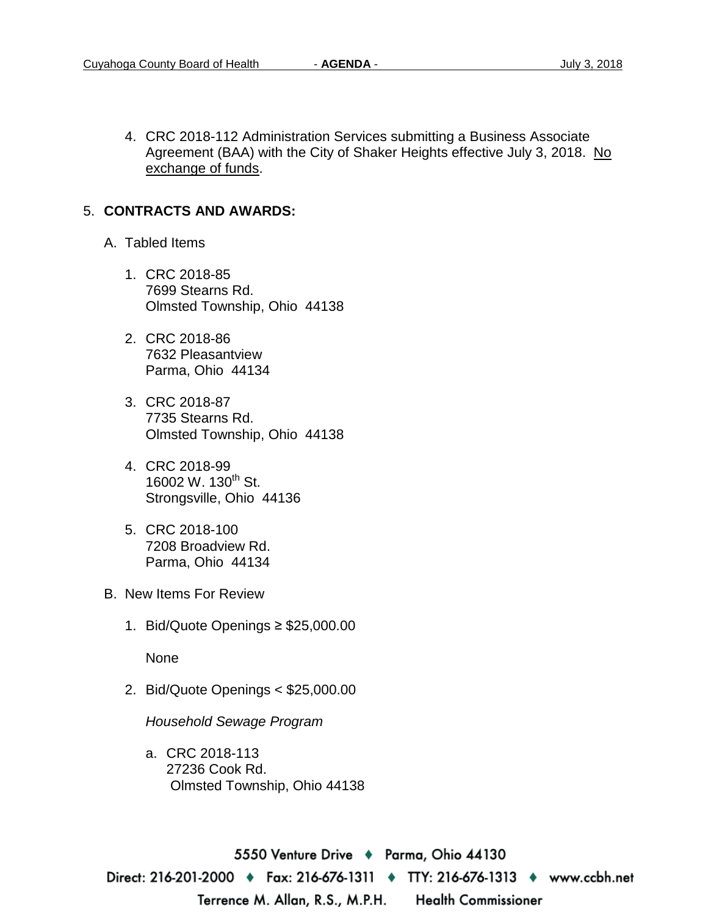4. CRC 2018-112 Administration Services submitting a Business Associate Agreement (BAA) with the City of Shaker Heights effective July 3, 2018. No exchange of funds.

5. **CONTRACTS AND AWARDS:**

   A. Tabled Items

      1. CRC 2018-85
         7699 Stearns Rd.
         Olmsted Township, Ohio 44138

      2. CRC 2018-86
         7632 Pleasantview
         Parma, Ohio 44134

      3. CRC 2018-87
         7735 Stearns Rd.
         Olmsted Township, Ohio 44138

      4. CRC 2018-99
         16002 W. 130th St.
         Strongsville, Ohio 44136

      5. CRC 2018-100
         7208 Broadview Rd.
         Parma, Ohio 44134

   B. New Items For Review

      1. Bid/Quote Openings ≥ $25,000.00

         None

      2. Bid/Quote Openings < $25,000.00

         *Household Sewage Program*

         a. CRC 2018-113
            27236 Cook Rd.
            Olmsted Township, Ohio 44138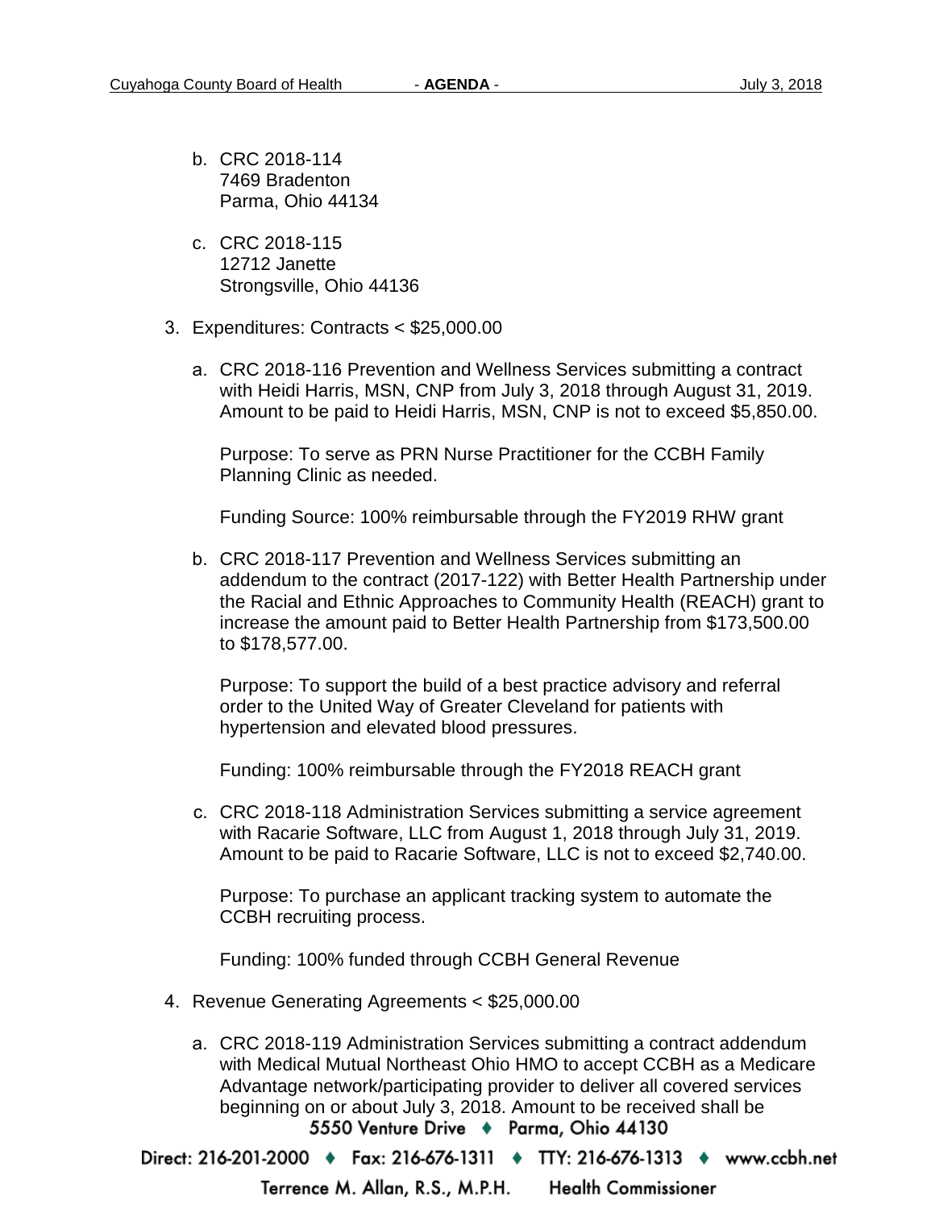b. CRC 2018-114
   7469 Bradenton
   Parma, Ohio 44134

c. CRC 2018-115
   12712 Janette
   Strongsville, Ohio 44136

3. Expenditures: Contracts < $25,000.00

   a. CRC 2018-116 Prevention and Wellness Services submitting a contract with Heidi Harris, MSN, CNP from July 3, 2018 through August 31, 2019. Amount to be paid to Heidi Harris, MSN, CNP is not to exceed $5,850.00.

      Purpose: To serve as PRN Nurse Practitioner for the CCBH Family Planning Clinic as needed.

      Funding Source: 100% reimbursable through the FY2019 RHW grant

   b. CRC 2018-117 Prevention and Wellness Services submitting an addendum to the contract (2017-122) with Better Health Partnership under the Racial and Ethnic Approaches to Community Health (REACH) grant to increase the amount paid to Better Health Partnership from $173,500.00 to $178,577.00.

      Purpose: To support the build of a best practice advisory and referral order to the United Way of Greater Cleveland for patients with hypertension and elevated blood pressures.

      Funding: 100% reimbursable through the FY2018 REACH grant

   c. CRC 2018-118 Administration Services submitting a service agreement with Racarie Software, LLC from August 1, 2018 through July 31, 2019. Amount to be paid to Racarie Software, LLC is not to exceed $2,740.00.

      Purpose: To purchase an applicant tracking system to automate the CCBH recruiting process.

      Funding: 100% funded through CCBH General Revenue

4. Revenue Generating Agreements < $25,000.00

   a. CRC 2018-119 Administration Services submitting a contract addendum with Medical Mutual Northeast Ohio HMO to accept CCBH as a Medicare Advantage network/participating provider to deliver all covered services beginning on or about July 3, 2018. Amount to be received shall be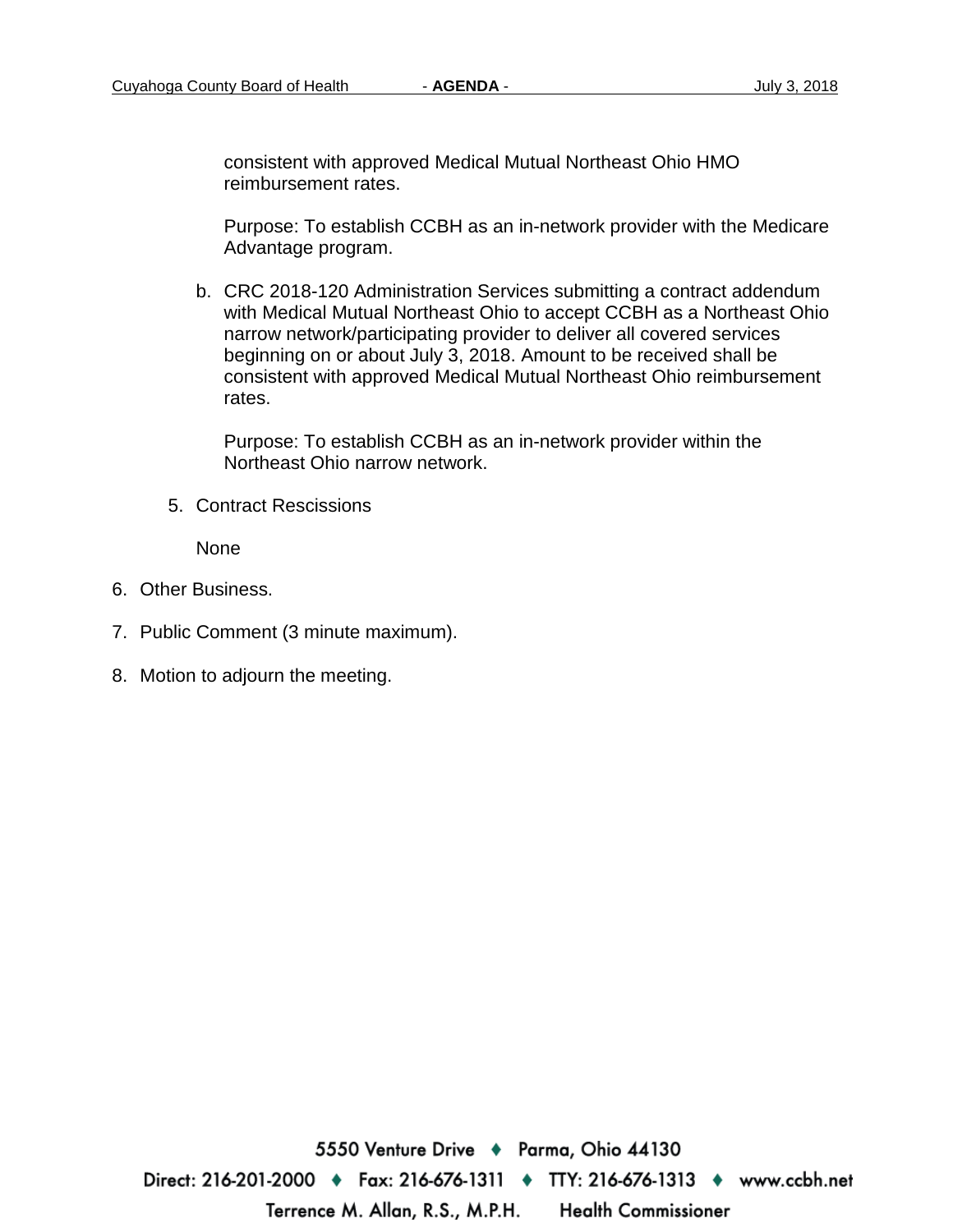consistent with approved Medical Mutual Northeast Ohio HMO reimbursement rates.

Purpose: To establish CCBH as an in-network provider with the Medicare Advantage program.

b. CRC 2018-120 Administration Services submitting a contract addendum with Medical Mutual Northeast Ohio to accept CCBH as a Northeast Ohio narrow network/participating provider to deliver all covered services beginning on or about July 3, 2018. Amount to be received shall be consistent with approved Medical Mutual Northeast Ohio reimbursement rates.

   Purpose: To establish CCBH as an in-network provider within the Northeast Ohio narrow network.

5. Contract Rescissions

   None

6. Other Business.

7. Public Comment (3 minute maximum).

8. Motion to adjourn the meeting.